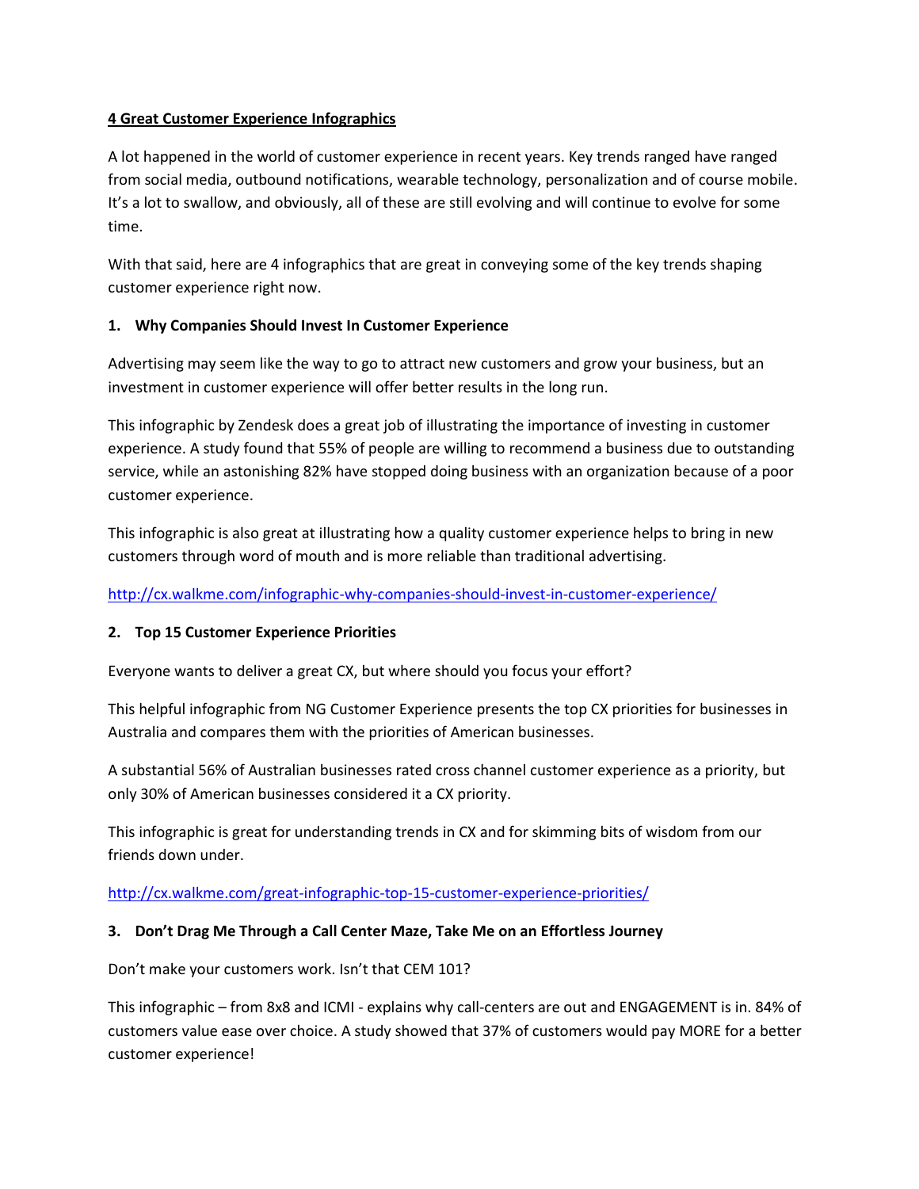# 4 Great Customer Experience Infographics

A lot happened in the world of customer experience in recent years. Key trends ranged have ranged from social media, outbound notifications, wearable technology, personalization and of course mobile. It's a lot to swallow, and obviously, all of these are still evolving and will continue to evolve for some time.

With that said, here are 4 infographics that are great in conveying some of the key trends shaping customer experience right now.

## 1. Why Companies Should Invest In Customer Experience

Advertising may seem like the way to go to attract new customers and grow your business, but an investment in customer experience will offer better results in the long run.

This infographic by Zendesk does a great job of illustrating the importance of investing in customer experience. A study found that 55% of people are willing to recommend a business due to outstanding service, while an astonishing 82% have stopped doing business with an organization because of a poor customer experience.

This infographic is also great at illustrating how a quality customer experience helps to bring in new customers through word of mouth and is more reliable than traditional advertising.

http://cx.walkme.com/infographic-why-companies-should-invest-in-customer-experience/

## 2. Top 15 Customer Experience Priorities

Everyone wants to deliver a great CX, but where should you focus your effort?

This helpful infographic from NG Customer Experience presents the top CX priorities for businesses in Australia and compares them with the priorities of American businesses.

A substantial 56% of Australian businesses rated cross channel customer experience as a priority, but only 30% of American businesses considered it a CX priority.

This infographic is great for understanding trends in CX and for skimming bits of wisdom from our friends down under.

http://cx.walkme.com/great-infographic-top-15-customer-experience-priorities/

## 3. Don't Drag Me Through a Call Center Maze, Take Me on an Effortless Journey

Don't make your customers work. Isn't that CEM 101?

This infographic – from 8x8 and ICMI - explains why call-centers are out and ENGAGEMENT is in. 84% of customers value ease over choice. A study showed that 37% of customers would pay MORE for a better customer experience!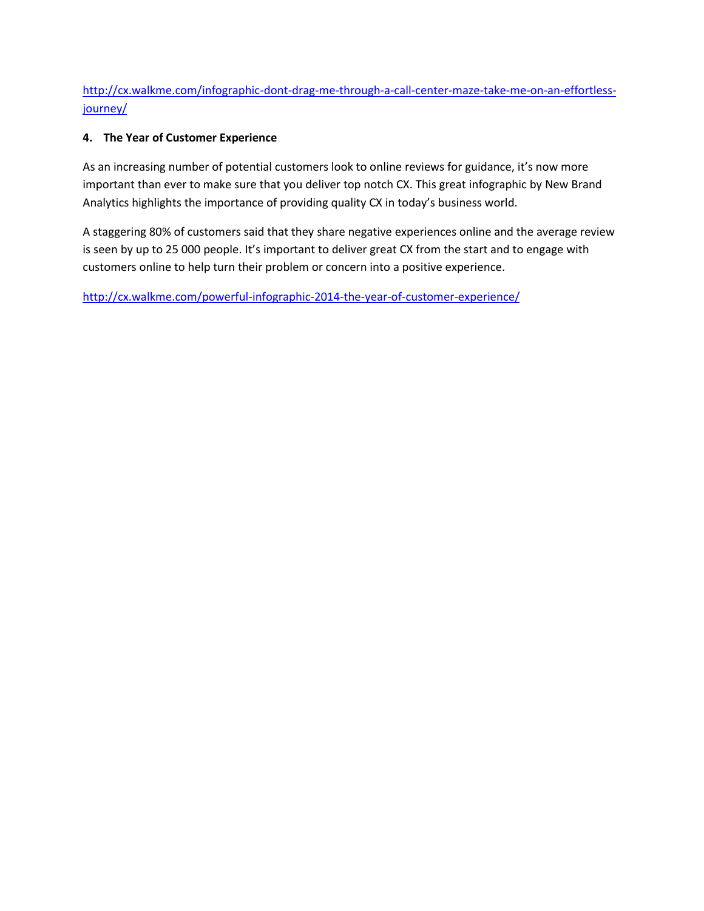http://cx.walkme.com/infographic-dont-drag-me-through-a-call-center-maze-take-me-on-an-effortless-journey/

**4. The Year of Customer Experience**

As an increasing number of potential customers look to online reviews for guidance, it's now more important than ever to make sure that you deliver top notch CX. This great infographic by New Brand Analytics highlights the importance of providing quality CX in today's business world.

A staggering 80% of customers said that they share negative experiences online and the average review is seen by up to 25 000 people. It's important to deliver great CX from the start and to engage with customers online to help turn their problem or concern into a positive experience.

http://cx.walkme.com/powerful-infographic-2014-the-year-of-customer-experience/